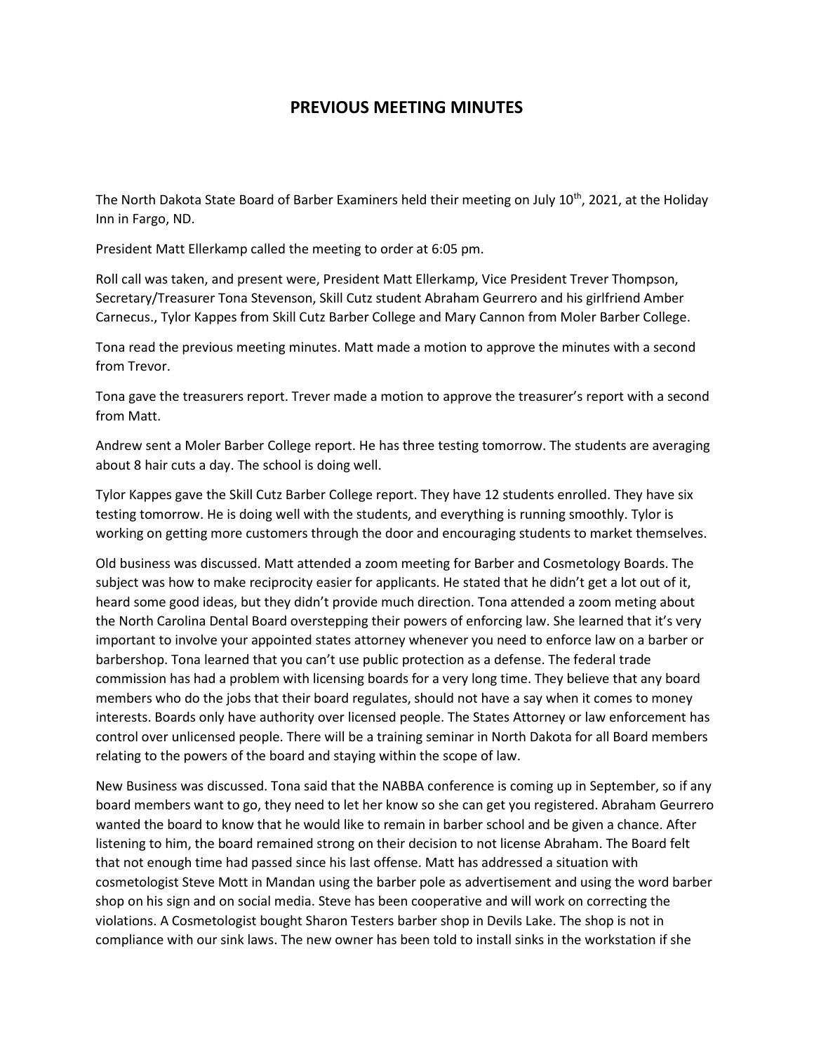# PREVIOUS MEETING MINUTES

The North Dakota State Board of Barber Examiners held their meeting on July 10th, 2021, at the Holiday Inn in Fargo, ND.

President Matt Ellerkamp called the meeting to order at 6:05 pm.

Roll call was taken, and present were, President Matt Ellerkamp, Vice President Trever Thompson, Secretary/Treasurer Tona Stevenson, Skill Cutz student Abraham Geurrero and his girlfriend Amber Carnecus., Tylor Kappes from Skill Cutz Barber College and Mary Cannon from Moler Barber College.

Tona read the previous meeting minutes. Matt made a motion to approve the minutes with a second from Trevor.

Tona gave the treasurers report. Trever made a motion to approve the treasurer's report with a second from Matt.

Andrew sent a Moler Barber College report. He has three testing tomorrow. The students are averaging about 8 hair cuts a day. The school is doing well.

Tylor Kappes gave the Skill Cutz Barber College report. They have 12 students enrolled. They have six testing tomorrow. He is doing well with the students, and everything is running smoothly. Tylor is working on getting more customers through the door and encouraging students to market themselves.

Old business was discussed. Matt attended a zoom meeting for Barber and Cosmetology Boards. The subject was how to make reciprocity easier for applicants. He stated that he didn't get a lot out of it, heard some good ideas, but they didn't provide much direction. Tona attended a zoom meting about the North Carolina Dental Board overstepping their powers of enforcing law. She learned that it's very important to involve your appointed states attorney whenever you need to enforce law on a barber or barbershop. Tona learned that you can't use public protection as a defense. The federal trade commission has had a problem with licensing boards for a very long time. They believe that any board members who do the jobs that their board regulates, should not have a say when it comes to money interests. Boards only have authority over licensed people. The States Attorney or law enforcement has control over unlicensed people. There will be a training seminar in North Dakota for all Board members relating to the powers of the board and staying within the scope of law.

New Business was discussed. Tona said that the NABBA conference is coming up in September, so if any board members want to go, they need to let her know so she can get you registered. Abraham Geurrero wanted the board to know that he would like to remain in barber school and be given a chance. After listening to him, the board remained strong on their decision to not license Abraham. The Board felt that not enough time had passed since his last offense. Matt has addressed a situation with cosmetologist Steve Mott in Mandan using the barber pole as advertisement and using the word barber shop on his sign and on social media. Steve has been cooperative and will work on correcting the violations. A Cosmetologist bought Sharon Testers barber shop in Devils Lake. The shop is not in compliance with our sink laws. The new owner has been told to install sinks in the workstation if she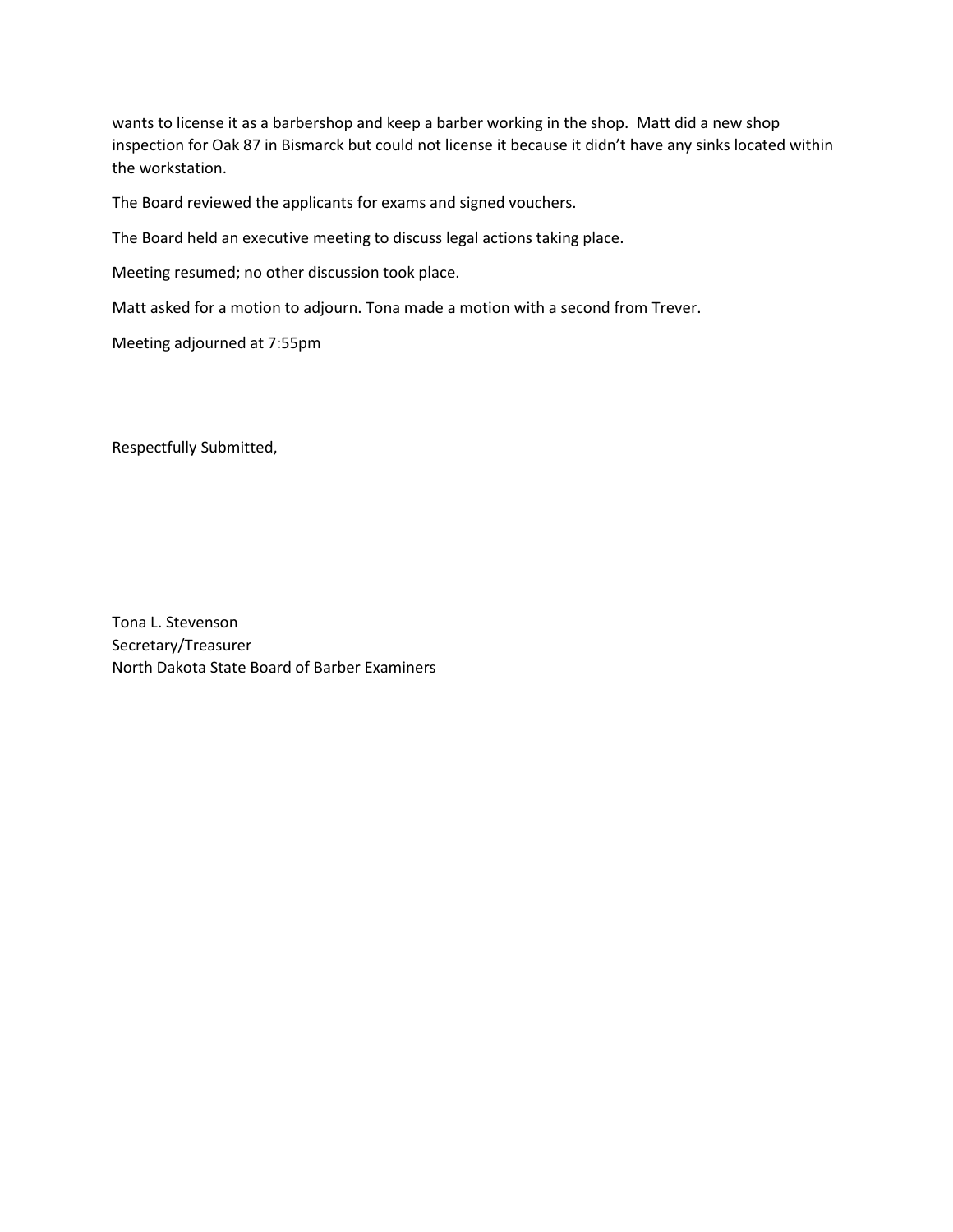wants to license it as a barbershop and keep a barber working in the shop. Matt did a new shop inspection for Oak 87 in Bismarck but could not license it because it didn't have any sinks located within the workstation.

The Board reviewed the applicants for exams and signed vouchers.

The Board held an executive meeting to discuss legal actions taking place.

Meeting resumed; no other discussion took place.

Matt asked for a motion to adjourn. Tona made a motion with a second from Trever.

Meeting adjourned at 7:55pm

Respectfully Submitted,

Tona L. Stevenson
Secretary/Treasurer
North Dakota State Board of Barber Examiners